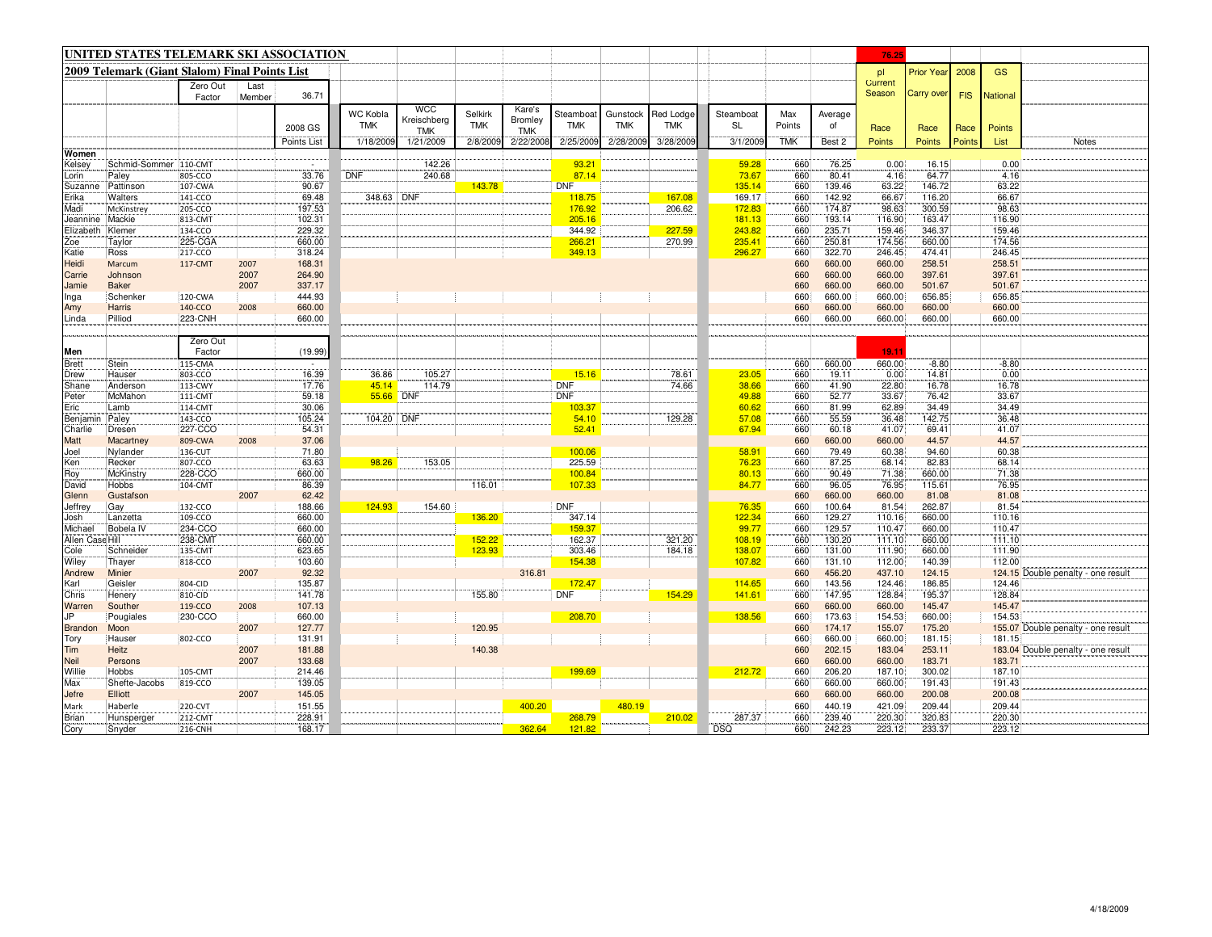# UNITED STATES TELEMARK SKI ASSOCIATION

## 2009 Telemark (Giant Slalom) Final Points List

| | | Zero Out Factor | Last Member | 36.71 | | | | | | | | | | | | 76.25 | | | | |
|---|---|---|---|---|---|---|---|---|---|---|---|---|---|---|---|---|---|---|---|---|
| | | | | 2008 GS Points List | WC Kobla TMK 1/18/2009 | WCC Kreischberg TMK 1/21/2009 | Selkirk TMK 2/8/2009 | Kare's Bromley TMK 2/22/2008 | Steamboat TMK 2/25/2009 | Gunstock TMK 2/28/2009 | Red Lodge TMK 3/28/2009 | Steamboat SL 3/1/2009 | Max Points TMK | Average of Best 2 | pl Current Season Race Points | Prior Year Carry over Race Points | 2008 FIS Race Points | GS National Points List | Notes |
| **Women** | | | | | | | | | | | | | | | | | | | |
| Kelsey | Schmid-Sommer | 110-CMT | | - | | 142.26 | | | 93.21 | | | 59.28 | 660 | 76.25 | 0.00 | 16.15 | | 0.00 | |
| Lorin | Paley | 805-CCO | | 33.76 | DNF | 240.68 | | | 87.14 | | | 73.67 | 660 | 80.41 | 4.16 | 64.77 | | 4.16 | |
| Suzanne | Pattinson | 107-CWA | | 90.67 | | | 143.78 | | DNF | | | 135.14 | 660 | 139.46 | 63.22 | 146.72 | | 63.22 | |
| Erika | Walters | 141-CCO | | 69.48 | 348.63 | DNF | | | 118.75 | | 167.08 | 169.17 | 660 | 142.92 | 66.67 | 116.20 | | 66.67 | |
| Madi | McKinstrey | 205-CCO | | 197.53 | | | | | 176.92 | | 206.62 | 172.83 | 660 | 174.87 | 98.63 | 300.59 | | 98.63 | |
| Jeannine | Mackie | 813-CMT | | 102.31 | | | | | 205.16 | | | 181.13 | 660 | 193.14 | 116.90 | 163.47 | | 116.90 | |
| Elizabeth | Klemer | 134-CCO | | 229.32 | | | | | 344.92 | | 227.59 | 243.82 | 660 | 235.71 | 159.46 | 346.37 | | 159.46 | |
| Zoe | Taylor | 225-CGA | | 660.00 | | | | | 266.21 | | 270.99 | 235.41 | 660 | 250.81 | 174.56 | 660.00 | | 174.56 | |
| Katie | Ross | 217-CCO | | 318.24 | | | | | 349.13 | | | 296.27 | 660 | 322.70 | 246.45 | 474.41 | | 246.45 | |
| Heidi | Marcum | 117-CMT | 2007 | 168.31 | | | | | | | | | 660 | 660.00 | 660.00 | 258.51 | | 258.51 | |
| Carrie | Johnson | | 2007 | 264.90 | | | | | | | | | 660 | 660.00 | 660.00 | 397.61 | | 397.61 | |
| Jamie | Baker | | 2007 | 337.17 | | | | | | | | | 660 | 660.00 | 660.00 | 501.67 | | 501.67 | |
| Inga | Schenker | 120-CWA | | 444.93 | | | | | | | | | 660 | 660.00 | 660.00 | 656.85 | | 656.85 | |
| Amy | Harris | 140-CCO | 2008 | 660.00 | | | | | | | | | 660 | 660.00 | 660.00 | 660.00 | | 660.00 | |
| Linda | Pilliod | 223-CNH | | 660.00 | | | | | | | | | 660 | 660.00 | 660.00 | 660.00 | | 660.00 | |
| **Men** | | Zero Out Factor | | (19.99) | | | | | | | | | | | 19.11 | | | | |
| Brett | Stein | 115-CMA | | - | | | | | | | | | 660 | 660.00 | 660.00 | -8.80 | | -8.80 | |
| Drew | Hauser | 803-CCO | | 16.39 | 36.86 | 105.27 | | | 15.16 | | 78.61 | 23.05 | 660 | 19.11 | 0.00 | 14.81 | | 0.00 | |
| Shane | Anderson | 113-CWY | | 17.76 | 45.14 | 114.79 | | | DNF | | 74.66 | 38.66 | 660 | 41.90 | 22.80 | 16.78 | | 16.78 | |
| Peter | McMahon | 111-CMT | | 59.18 | 55.66 | DNF | | | DNF | | | 49.88 | 660 | 52.77 | 33.67 | 76.42 | | 33.67 | |
| Eric | Lamb | 114-CMT | | 30.06 | | | | | 103.37 | | | 60.62 | 660 | 81.99 | 62.89 | 34.49 | | 34.49 | |
| Benjamin | Paley | 143-CCO | | 105.24 | 104.20 | DNF | | | 54.10 | | 129.28 | 57.08 | 660 | 55.59 | 36.48 | 142.75 | | 36.48 | |
| Charlie | Dresen | 227-CCO | | 54.31 | | | | | 52.41 | | | 67.94 | 660 | 60.18 | 41.07 | 69.41 | | 41.07 | |
| Matt | Macartney | 809-CWA | 2008 | 37.06 | | | | | | | | | 660 | 660.00 | 660.00 | 44.57 | | 44.57 | |
| Joel | Nylander | 136-CUT | | 71.80 | | | | | 100.06 | | | 58.91 | 660 | 79.49 | 60.38 | 94.60 | | 60.38 | |
| Ken | Recker | 807-CCO | | 63.63 | 98.26 | 153.05 | | | 225.59 | | | 76.23 | 660 | 87.25 | 68.14 | 82.83 | | 68.14 | |
| Roy | McKinstry | 228-CCO | | 660.00 | | | | | 100.84 | | | 80.13 | 660 | 90.49 | 71.38 | 660.00 | | 71.38 | |
| David | Hobbs | 104-CMT | | 86.39 | | | 116.01 | | 107.33 | | | 84.77 | 660 | 96.05 | 76.95 | 115.61 | | 76.95 | |
| Glenn | Gustafson | | 2007 | 62.42 | | | | | | | | | 660 | 660.00 | 660.00 | 81.08 | | 81.08 | |
| Jeffrey | Gay | 132-CCO | | 188.66 | 124.93 | 154.60 | | | DNF | | | 76.35 | 660 | 100.64 | 81.54 | 262.87 | | 81.54 | |
| Josh | Lanzetta | 109-CCO | | 660.00 | | | 136.20 | | 347.14 | | | 122.34 | 660 | 129.27 | 110.16 | 660.00 | | 110.16 | |
| Michael | Bobela IV | 234-CCO | | 660.00 | | | | | 159.37 | | | 99.77 | 660 | 129.57 | 110.47 | 660.00 | | 110.47 | |
| Allen Case | Hill | 238-CMT | | 660.00 | | | 152.22 | | 162.37 | | 321.20 | 108.19 | 660 | 130.20 | 111.10 | 660.00 | | 111.10 | |
| Cole | Schneider | 135-CMT | | 623.65 | | | 123.93 | | 303.46 | | 184.18 | 138.07 | 660 | 131.00 | 111.90 | 660.00 | | 111.90 | |
| Wiley | Thayer | 818-CCO | | 103.60 | | | | | 154.38 | | | 107.82 | 660 | 131.10 | 112.00 | 140.39 | | 112.00 | |
| Andrew | Minier | | 2007 | 92.32 | | | | 316.81 | | | | | 660 | 456.20 | 437.10 | 124.15 | | 124.15 | Double penalty - one result |
| Karl | Geisler | 804-CID | | 135.87 | | | | | 172.47 | | | 114.65 | 660 | 143.56 | 124.46 | 186.85 | | 124.46 | |
| Chris | Henery | 810-CID | | 141.78 | | | 155.80 | | DNF | | 154.29 | 141.61 | 660 | 147.95 | 128.84 | 195.37 | | 128.84 | |
| Warren | Souther | 119-CCO | 2008 | 107.13 | | | | | | | | | 660 | 660.00 | 660.00 | 145.47 | | 145.47 | |
| JP | Pougiales | 230-CCO | | 660.00 | | | | | 208.70 | | | 138.56 | 660 | 173.63 | 154.53 | 660.00 | | 154.53 | |
| Brandon | Moon | | 2007 | 127.77 | | | 120.95 | | | | | | 660 | 174.17 | 155.07 | 175.20 | | 155.07 | Double penalty - one result |
| Tory | Hauser | 802-CCO | | 131.91 | | | | | | | | | 660 | 660.00 | 660.00 | 181.15 | | 181.15 | |
| Tim | Heitz | | 2007 | 181.88 | | | 140.38 | | | | | | 660 | 202.15 | 183.04 | 253.11 | | 183.04 | Double penalty - one result |
| Neil | Persons | | 2007 | 133.68 | | | | | | | | | 660 | 660.00 | 660.00 | 183.71 | | 183.71 | |
| Willie | Hobbs | 105-CMT | | 214.46 | | | | | 199.69 | | | 212.72 | 660 | 206.20 | 187.10 | 300.02 | | 187.10 | |
| Max | Shefte-Jacobs | 819-CCO | | 139.05 | | | | | | | | | 660 | 660.00 | 660.00 | 191.43 | | 191.43 | |
| Jefre | Elliott | | 2007 | 145.05 | | | | | | | | | 660 | 660.00 | 660.00 | 200.08 | | 200.08 | |
| Mark | Haberle | 220-CVT | | 151.55 | | | | 400.20 | | 480.19 | | | 660 | 440.19 | 421.09 | 209.44 | | 209.44 | |
| Brian | Hunsperger | 212-CMT | | 228.91 | | | | | 268.79 | | 210.02 | 287.37 | 660 | 239.40 | 220.30 | 320.83 | | 220.30 | |
| Cory | Snyder | 216-CNH | | 168.17 | | | | 362.64 | 121.82 | | | DSQ | 660 | 242.23 | 223.12 | 233.37 | | 223.12 | |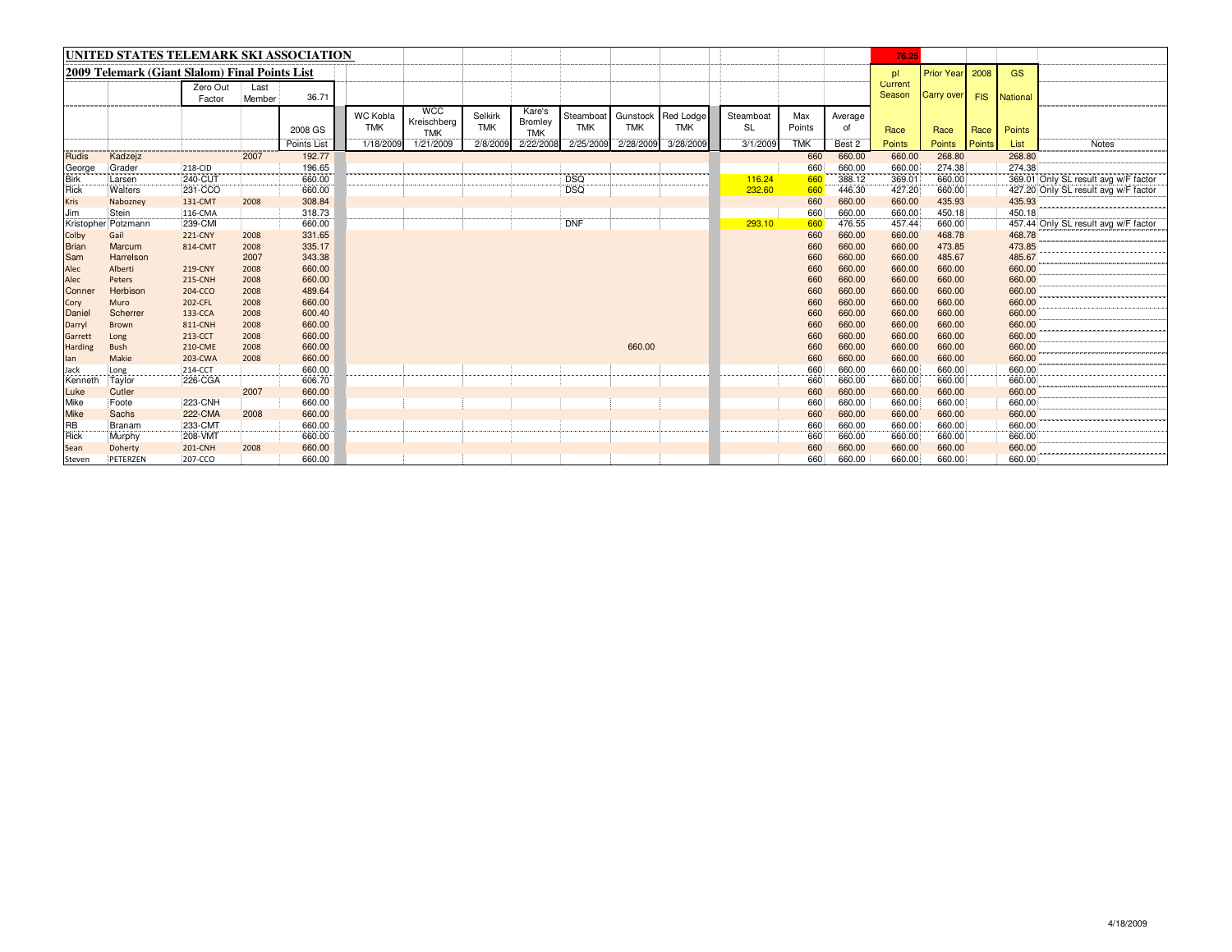# UNITED STATES TELEMARK SKI ASSOCIATION

## 2009 Telemark (Giant Slalom) Final Points List

| | | Zero Out Factor | Last Member | 2008 GS Points List | WC Kobla TMK 1/18/2009 | WCC Kreischberg TMK 1/21/2009 | Selkirk TMK 2/8/2009 | Kare's Bromley TMK 2/22/2008 | Steamboat TMK 2/25/2009 | Gunstock TMK 2/28/2009 | Red Lodge TMK 3/28/2009 | Steamboat SL 3/1/2009 | Max Points TMK | Average of Best 2 | 76.25 pl Current Season Race Points | Prior Year Carry over Race Points | 2008 FIS Race Points | GS National Points List | Notes |
|---|---|---|---|---|---|---|---|---|---|---|---|---|---|---|---|---|---|---|---|
| | | | | 36.71 | | | | | | | | | | | | | | | |
| Rudis | Kadzejz | | 2007 | 192.77 | | | | | | | | | 660 | 660.00 | 660.00 | 268.80 | | 268.80 | |
| George | Grader | 218-CID | | 196.65 | | | | | | | | | 660 | 660.00 | 660.00 | 274.38 | | 274.38 | |
| Birk | Larsen | 240-CUT | | 660.00 | | | | | DSQ | | | 116.24 | 660 | 388.12 | 369.01 | 660.00 | | 369.01 | Only SL result avg w/F factor |
| Rick | Walters | 231-CCO | | 660.00 | | | | | DSQ | | | 232.60 | 660 | 446.30 | 427.20 | 660.00 | | 427.20 | Only SL result avg w/F factor |
| Kris | Nabozney | 131-CMT | 2008 | 308.84 | | | | | | | | | 660 | 660.00 | 660.00 | 435.93 | | 435.93 | |
| Jim | Stein | 116-CMA | | 318.73 | | | | | | | | | 660 | 660.00 | 660.00 | 450.18 | | 450.18 | |
| Kristopher | Potzmann | 239-CMI | | 660.00 | | | | | DNF | | | 293.10 | 660 | 476.55 | 457.44 | 660.00 | | 457.44 | Only SL result avg w/F factor |
| Colby | Gail | 221-CNY | 2008 | 331.65 | | | | | | | | | 660 | 660.00 | 660.00 | 468.78 | | 468.78 | |
| Brian | Marcum | 814-CMT | 2008 | 335.17 | | | | | | | | | 660 | 660.00 | 660.00 | 473.85 | | 473.85 | |
| Sam | Harrelson | | 2007 | 343.38 | | | | | | | | | 660 | 660.00 | 660.00 | 485.67 | | 485.67 | |
| Alec | Alberti | 219-CNY | 2008 | 660.00 | | | | | | | | | 660 | 660.00 | 660.00 | 660.00 | | 660.00 | |
| Alec | Peters | 215-CNH | 2008 | 660.00 | | | | | | | | | 660 | 660.00 | 660.00 | 660.00 | | 660.00 | |
| Conner | Herbison | 204-CCO | 2008 | 489.64 | | | | | | | | | 660 | 660.00 | 660.00 | 660.00 | | 660.00 | |
| Cory | Muro | 202-CFL | 2008 | 660.00 | | | | | | | | | 660 | 660.00 | 660.00 | 660.00 | | 660.00 | |
| Daniel | Scherrer | 133-CCA | 2008 | 600.40 | | | | | | | | | 660 | 660.00 | 660.00 | 660.00 | | 660.00 | |
| Darryl | Brown | 811-CNH | 2008 | 660.00 | | | | | | | | | 660 | 660.00 | 660.00 | 660.00 | | 660.00 | |
| Garrett | Long | 213-CCT | 2008 | 660.00 | | | | | | | | | 660 | 660.00 | 660.00 | 660.00 | | 660.00 | |
| Harding | Bush | 210-CME | 2008 | 660.00 | | | | | | 660.00 | | | 660 | 660.00 | 660.00 | 660.00 | | 660.00 | |
| Ian | Makie | 203-CWA | 2008 | 660.00 | | | | | | | | | 660 | 660.00 | 660.00 | 660.00 | | 660.00 | |
| Jack | Long | 214-CCT | | 660.00 | | | | | | | | | 660 | 660.00 | 660.00 | 660.00 | | 660.00 | |
| Kenneth | Taylor | 226-CGA | | 606.70 | | | | | | | | | 660 | 660.00 | 660.00 | 660.00 | | 660.00 | |
| Luke | Cutler | | 2007 | 660.00 | | | | | | | | | 660 | 660.00 | 660.00 | 660.00 | | 660.00 | |
| Mike | Foote | 223-CNH | | 660.00 | | | | | | | | | 660 | 660.00 | 660.00 | 660.00 | | 660.00 | |
| Mike | Sachs | 222-CMA | 2008 | 660.00 | | | | | | | | | 660 | 660.00 | 660.00 | 660.00 | | 660.00 | |
| RB | Branam | 233-CMT | | 660.00 | | | | | | | | | 660 | 660.00 | 660.00 | 660.00 | | 660.00 | |
| Rick | Murphy | 208-VMT | | 660.00 | | | | | | | | | 660 | 660.00 | 660.00 | 660.00 | | 660.00 | |
| Sean | Doherty | 201-CNH | 2008 | 660.00 | | | | | | | | | 660 | 660.00 | 660.00 | 660.00 | | 660.00 | |
| Steven | PETERZEN | 207-CCO | | 660.00 | | | | | | | | | 660 | 660.00 | 660.00 | 660.00 | | 660.00 | |

4/18/2009